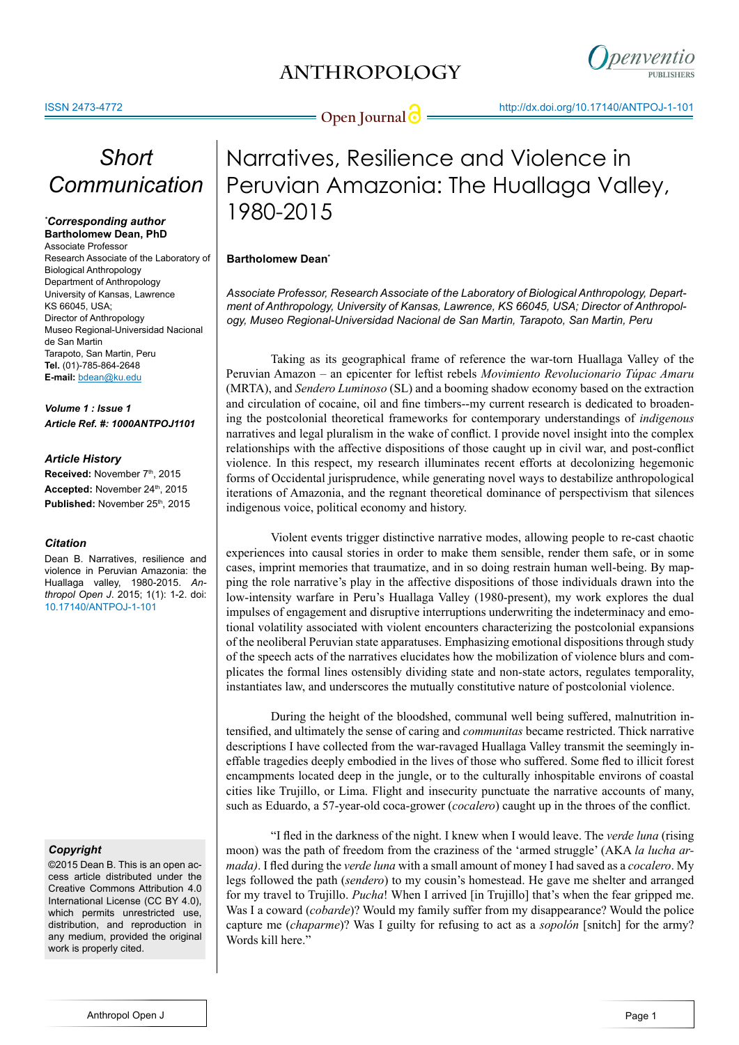Short Communication

***Corresponding author**
**Bartholomew Dean, PhD**
Associate Professor
Research Associate of the Laboratory of Biological Anthropology
Department of Anthropology
University of Kansas, Lawrence
KS 66045, USA;
Director of Anthropology
Museo Regional-Universidad Nacional de San Martin
Tarapoto, San Martin, Peru
**Tel.** (01)-785-864-2648
**E-mail:** bdean@ku.edu

***Volume 1 : Issue 1***
***Article Ref. #: 1000ANTPOJ1101***

***Article History***
**Received:** November 7th, 2015
**Accepted:** November 24th, 2015
**Published:** November 25th, 2015

***Citation***
Dean B. Narratives, resilience and violence in Peruvian Amazonia: the Huallaga valley, 1980-2015. *Anthropol Open J*. 2015; 1(1): 1-2. doi: 10.17140/ANTPOJ-1-101

***Copyright***
©2015 Dean B. This is an open access article distributed under the Creative Commons Attribution 4.0 International License (CC BY 4.0), which permits unrestricted use, distribution, and reproduction in any medium, provided the original work is properly cited.

# Narratives, Resilience and Violence in Peruvian Amazonia: The Huallaga Valley, 1980-2015

**Bartholomew Dean***

*Associate Professor, Research Associate of the Laboratory of Biological Anthropology, Department of Anthropology, University of Kansas, Lawrence, KS 66045, USA; Director of Anthropology, Museo Regional-Universidad Nacional de San Martin, Tarapoto, San Martin, Peru*

Taking as its geographical frame of reference the war-torn Huallaga Valley of the Peruvian Amazon – an epicenter for leftist rebels *Movimiento Revolucionario Túpac Amaru* (MRTA), and *Sendero Luminoso* (SL) and a booming shadow economy based on the extraction and circulation of cocaine, oil and fine timbers--my current research is dedicated to broadening the postcolonial theoretical frameworks for contemporary understandings of *indigenous* narratives and legal pluralism in the wake of conflict. I provide novel insight into the complex relationships with the affective dispositions of those caught up in civil war, and post-conflict violence. In this respect, my research illuminates recent efforts at decolonizing hegemonic forms of Occidental jurisprudence, while generating novel ways to destabilize anthropological iterations of Amazonia, and the regnant theoretical dominance of perspectivism that silences indigenous voice, political economy and history.

Violent events trigger distinctive narrative modes, allowing people to re-cast chaotic experiences into causal stories in order to make them sensible, render them safe, or in some cases, imprint memories that traumatize, and in so doing restrain human well-being. By mapping the role narrative's play in the affective dispositions of those individuals drawn into the low-intensity warfare in Peru's Huallaga Valley (1980-present), my work explores the dual impulses of engagement and disruptive interruptions underwriting the indeterminacy and emotional volatility associated with violent encounters characterizing the postcolonial expansions of the neoliberal Peruvian state apparatuses. Emphasizing emotional dispositions through study of the speech acts of the narratives elucidates how the mobilization of violence blurs and complicates the formal lines ostensibly dividing state and non-state actors, regulates temporality, instantiates law, and underscores the mutually constitutive nature of postcolonial violence.

During the height of the bloodshed, communal well being suffered, malnutrition intensified, and ultimately the sense of caring and *communitas* became restricted. Thick narrative descriptions I have collected from the war-ravaged Huallaga Valley transmit the seemingly ineffable tragedies deeply embodied in the lives of those who suffered. Some fled to illicit forest encampments located deep in the jungle, or to the culturally inhospitable environs of coastal cities like Trujillo, or Lima. Flight and insecurity punctuate the narrative accounts of many, such as Eduardo, a 57-year-old coca-grower (*cocalero*) caught up in the throes of the conflict.

"I fled in the darkness of the night. I knew when I would leave. The *verde luna* (rising moon) was the path of freedom from the craziness of the 'armed struggle' (AKA *la lucha armada)*. I fled during the *verde luna* with a small amount of money I had saved as a *cocalero*. My legs followed the path (*sendero*) to my cousin's homestead. He gave me shelter and arranged for my travel to Trujillo. *Pucha*! When I arrived [in Trujillo] that's when the fear gripped me. Was I a coward (*cobarde*)? Would my family suffer from my disappearance? Would the police capture me (*chaparme*)? Was I guilty for refusing to act as a *sopolón* [snitch] for the army? Words kill here."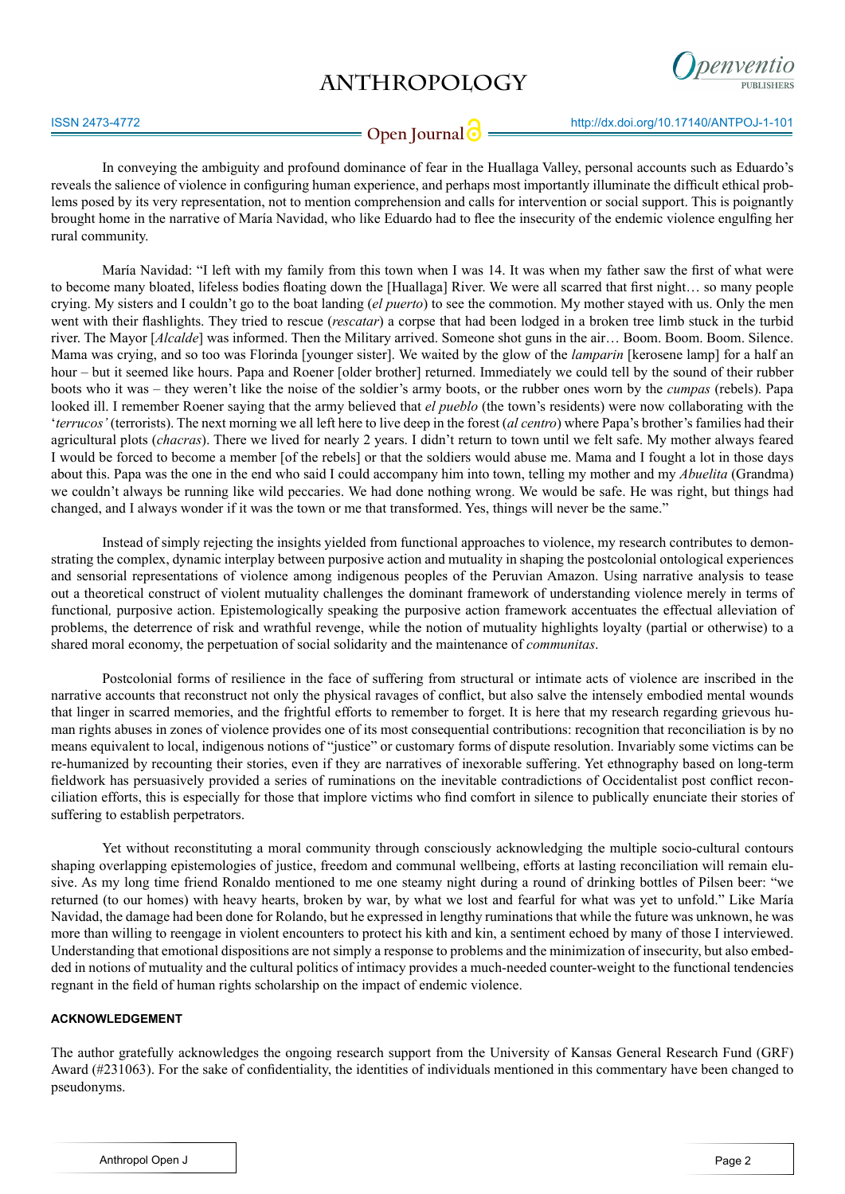In conveying the ambiguity and profound dominance of fear in the Huallaga Valley, personal accounts such as Eduardo's reveals the salience of violence in configuring human experience, and perhaps most importantly illuminate the difficult ethical problems posed by its very representation, not to mention comprehension and calls for intervention or social support. This is poignantly brought home in the narrative of María Navidad, who like Eduardo had to flee the insecurity of the endemic violence engulfing her rural community.

María Navidad: "I left with my family from this town when I was 14. It was when my father saw the first of what were to become many bloated, lifeless bodies floating down the [Huallaga] River. We were all scarred that first night… so many people crying. My sisters and I couldn't go to the boat landing (*el puerto*) to see the commotion. My mother stayed with us. Only the men went with their flashlights. They tried to rescue (*rescatar*) a corpse that had been lodged in a broken tree limb stuck in the turbid river. The Mayor [*Alcalde*] was informed. Then the Military arrived. Someone shot guns in the air… Boom. Boom. Boom. Silence. Mama was crying, and so too was Florinda [younger sister]. We waited by the glow of the *lamparin* [kerosene lamp] for a half an hour – but it seemed like hours. Papa and Roener [older brother] returned. Immediately we could tell by the sound of their rubber boots who it was – they weren't like the noise of the soldier's army boots, or the rubber ones worn by the *cumpas* (rebels). Papa looked ill. I remember Roener saying that the army believed that *el pueblo* (the town's residents) were now collaborating with the '*terrucos'* (terrorists). The next morning we all left here to live deep in the forest (*al centro*) where Papa's brother's families had their agricultural plots (*chacras*). There we lived for nearly 2 years. I didn't return to town until we felt safe. My mother always feared I would be forced to become a member [of the rebels] or that the soldiers would abuse me. Mama and I fought a lot in those days about this. Papa was the one in the end who said I could accompany him into town, telling my mother and my *Abuelita* (Grandma) we couldn't always be running like wild peccaries. We had done nothing wrong. We would be safe. He was right, but things had changed, and I always wonder if it was the town or me that transformed. Yes, things will never be the same."

Instead of simply rejecting the insights yielded from functional approaches to violence, my research contributes to demonstrating the complex, dynamic interplay between purposive action and mutuality in shaping the postcolonial ontological experiences and sensorial representations of violence among indigenous peoples of the Peruvian Amazon. Using narrative analysis to tease out a theoretical construct of violent mutuality challenges the dominant framework of understanding violence merely in terms of functional*,* purposive action. Epistemologically speaking the purposive action framework accentuates the effectual alleviation of problems, the deterrence of risk and wrathful revenge, while the notion of mutuality highlights loyalty (partial or otherwise) to a shared moral economy, the perpetuation of social solidarity and the maintenance of *communitas*.

Postcolonial forms of resilience in the face of suffering from structural or intimate acts of violence are inscribed in the narrative accounts that reconstruct not only the physical ravages of conflict, but also salve the intensely embodied mental wounds that linger in scarred memories, and the frightful efforts to remember to forget. It is here that my research regarding grievous human rights abuses in zones of violence provides one of its most consequential contributions: recognition that reconciliation is by no means equivalent to local, indigenous notions of "justice" or customary forms of dispute resolution. Invariably some victims can be re-humanized by recounting their stories, even if they are narratives of inexorable suffering. Yet ethnography based on long-term fieldwork has persuasively provided a series of ruminations on the inevitable contradictions of Occidentalist post conflict reconciliation efforts, this is especially for those that implore victims who find comfort in silence to publically enunciate their stories of suffering to establish perpetrators.

Yet without reconstituting a moral community through consciously acknowledging the multiple socio-cultural contours shaping overlapping epistemologies of justice, freedom and communal wellbeing, efforts at lasting reconciliation will remain elusive. As my long time friend Ronaldo mentioned to me one steamy night during a round of drinking bottles of Pilsen beer: "we returned (to our homes) with heavy hearts, broken by war, by what we lost and fearful for what was yet to unfold." Like María Navidad, the damage had been done for Rolando, but he expressed in lengthy ruminations that while the future was unknown, he was more than willing to reengage in violent encounters to protect his kith and kin, a sentiment echoed by many of those I interviewed. Understanding that emotional dispositions are not simply a response to problems and the minimization of insecurity, but also embedded in notions of mutuality and the cultural politics of intimacy provides a much-needed counter-weight to the functional tendencies regnant in the field of human rights scholarship on the impact of endemic violence.

#### ACKNOWLEDGEMENT

The author gratefully acknowledges the ongoing research support from the University of Kansas General Research Fund (GRF) Award (#231063). For the sake of confidentiality, the identities of individuals mentioned in this commentary have been changed to pseudonyms.